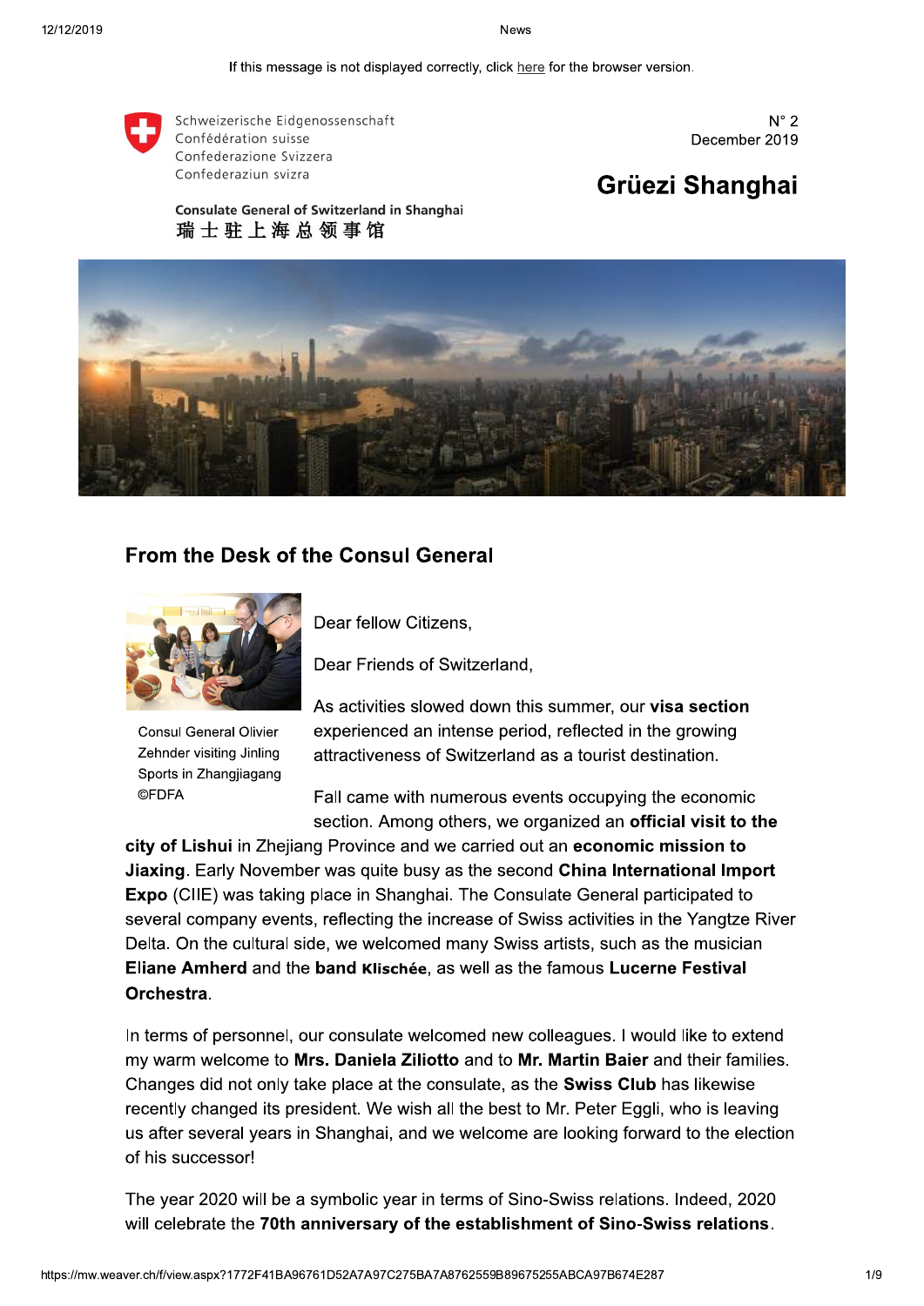If this message is not displayed correctly, click here for the browser version.

Schweizerische Eidgenossenschaft
Confédération suisse
Confederazione Svizzera
Confederaziun svizra

Consulate General of Switzerland in Shanghai
瑞士驻上海总领事馆

N° 2
December 2019

# Grüezi Shanghai

## From the Desk of the Consul General

Consul General Olivier Zehnder visiting Jinling Sports in Zhangjiagang ©FDFA

Dear fellow Citizens,

Dear Friends of Switzerland,

As activities slowed down this summer, our **visa section** experienced an intense period, reflected in the growing attractiveness of Switzerland as a tourist destination.

Fall came with numerous events occupying the economic section. Among others, we organized an **official visit to the city of Lishui** in Zhejiang Province and we carried out an **economic mission to Jiaxing**. Early November was quite busy as the second **China International Import Expo** (CIIE) was taking place in Shanghai. The Consulate General participated to several company events, reflecting the increase of Swiss activities in the Yangtze River Delta. On the cultural side, we welcomed many Swiss artists, such as the musician **Eliane Amherd** and the **band Klischée**, as well as the famous **Lucerne Festival Orchestra**.

In terms of personnel, our consulate welcomed new colleagues. I would like to extend my warm welcome to **Mrs. Daniela Ziliotto** and to **Mr. Martin Baier** and their families. Changes did not only take place at the consulate, as the **Swiss Club** has likewise recently changed its president. We wish all the best to Mr. Peter Eggli, who is leaving us after several years in Shanghai, and we welcome are looking forward to the election of his successor!

The year 2020 will be a symbolic year in terms of Sino-Swiss relations. Indeed, 2020 will celebrate the **70th anniversary of the establishment of Sino-Swiss relations**.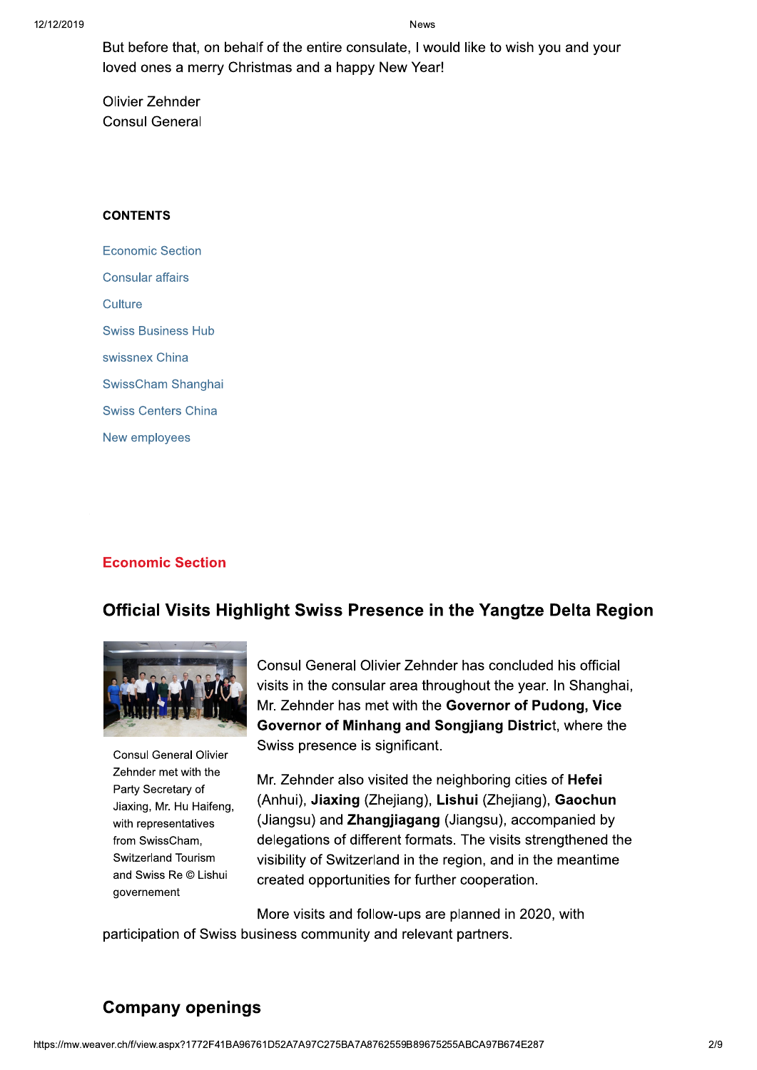But before that, on behalf of the entire consulate, I would like to wish you and your loved ones a merry Christmas and a happy New Year!

Olivier Zehnder
Consul General

**CONTENTS**

Economic Section

Consular affairs

Culture

Swiss Business Hub

swissnex China

SwissCham Shanghai

Swiss Centers China

New employees

## Economic Section

### Official Visits Highlight Swiss Presence in the Yangtze Delta Region

Consul General Olivier Zehnder met with the Party Secretary of Jiaxing, Mr. Hu Haifeng, with representatives from SwissCham, Switzerland Tourism and Swiss Re © Lishui governement

Consul General Olivier Zehnder has concluded his official visits in the consular area throughout the year. In Shanghai, Mr. Zehnder has met with the **Governor of Pudong, Vice Governor of Minhang and Songjiang Distric**t, where the Swiss presence is significant.

Mr. Zehnder also visited the neighboring cities of **Hefei** (Anhui), **Jiaxing** (Zhejiang), **Lishui** (Zhejiang), **Gaochun** (Jiangsu) and **Zhangjiagang** (Jiangsu), accompanied by delegations of different formats. The visits strengthened the visibility of Switzerland in the region, and in the meantime created opportunities for further cooperation.

More visits and follow-ups are planned in 2020, with participation of Swiss business community and relevant partners.

### Company openings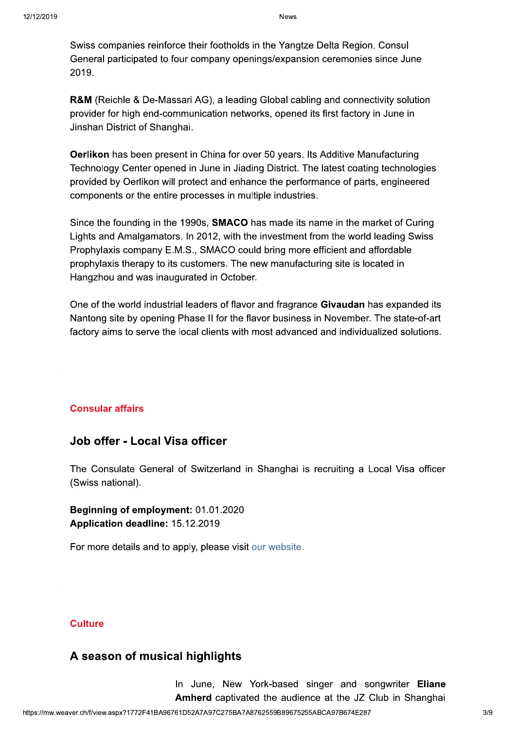Swiss companies reinforce their footholds in the Yangtze Delta Region. Consul General participated to four company openings/expansion ceremonies since June 2019.

**R&M** (Reichle & De-Massari AG), a leading Global cabling and connectivity solution provider for high end-communication networks, opened its first factory in June in Jinshan District of Shanghai.

**Oerlikon** has been present in China for over 50 years. Its Additive Manufacturing Technology Center opened in June in Jiading District. The latest coating technologies provided by Oerlikon will protect and enhance the performance of parts, engineered components or the entire processes in multiple industries.

Since the founding in the 1990s, **SMACO** has made its name in the market of Curing Lights and Amalgamators. In 2012, with the investment from the world leading Swiss Prophylaxis company E.M.S., SMACO could bring more efficient and affordable prophylaxis therapy to its customers. The new manufacturing site is located in Hangzhou and was inaugurated in October.

One of the world industrial leaders of flavor and fragrance **Givaudan** has expanded its Nantong site by opening Phase II for the flavor business in November. The state-of-art factory aims to serve the local clients with most advanced and individualized solutions.

**Consular affairs**

## Job offer - Local Visa officer

The Consulate General of Switzerland in Shanghai is recruiting a Local Visa officer (Swiss national).

**Beginning of employment:** 01.01.2020
**Application deadline:** 15.12.2019

For more details and to apply, please visit our website.

**Culture**

## A season of musical highlights

In June, New York-based singer and songwriter **Eliane Amherd** captivated the audience at the JZ Club in Shanghai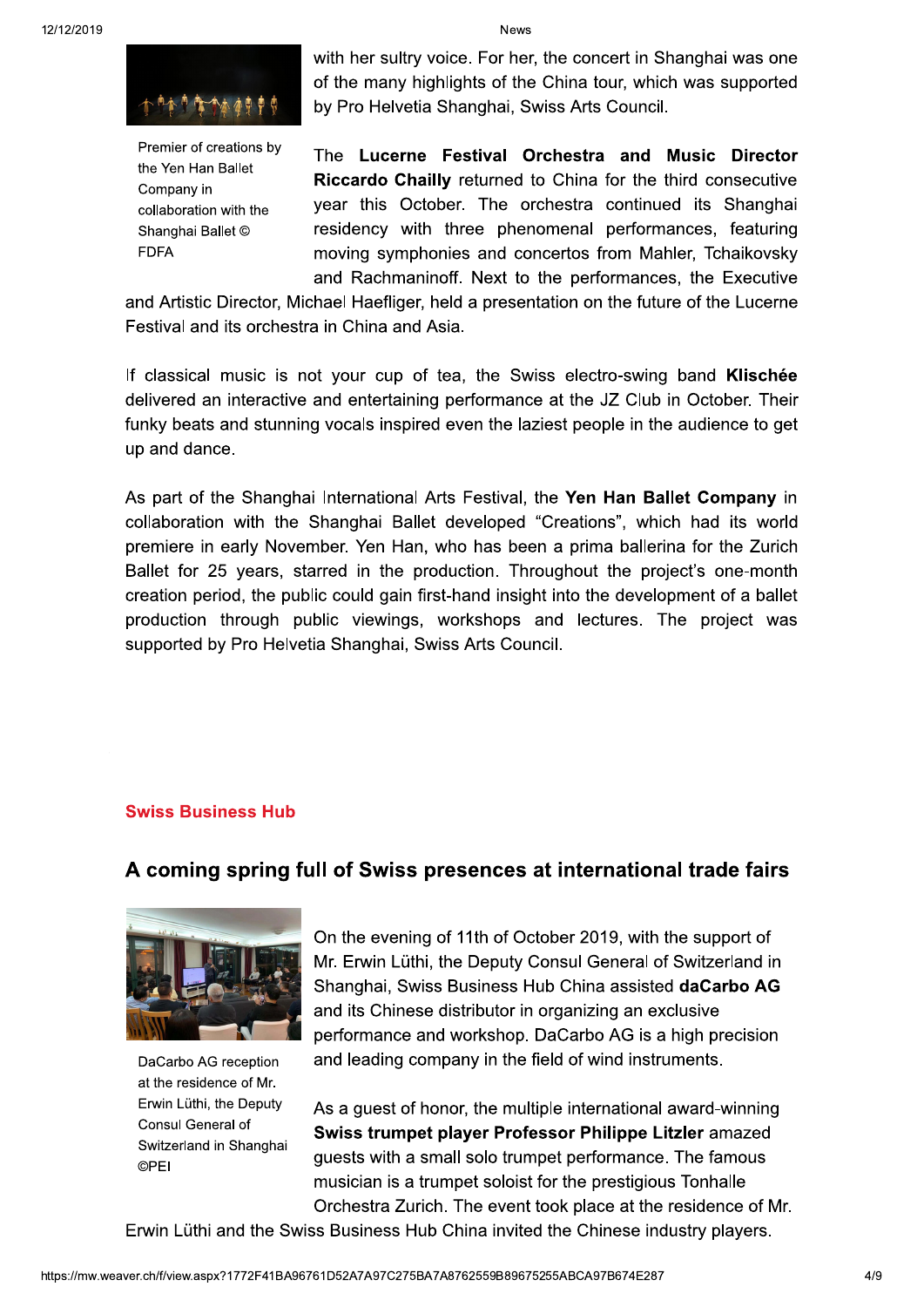with her sultry voice. For her, the concert in Shanghai was one of the many highlights of the China tour, which was supported by Pro Helvetia Shanghai, Swiss Arts Council.

Premier of creations by the Yen Han Ballet Company in collaboration with the Shanghai Ballet © FDFA

The **Lucerne Festival Orchestra and Music Director Riccardo Chailly** returned to China for the third consecutive year this October. The orchestra continued its Shanghai residency with three phenomenal performances, featuring moving symphonies and concertos from Mahler, Tchaikovsky and Rachmaninoff. Next to the performances, the Executive and Artistic Director, Michael Haefliger, held a presentation on the future of the Lucerne Festival and its orchestra in China and Asia.

If classical music is not your cup of tea, the Swiss electro-swing band **Klischée** delivered an interactive and entertaining performance at the JZ Club in October. Their funky beats and stunning vocals inspired even the laziest people in the audience to get up and dance.

As part of the Shanghai International Arts Festival, the **Yen Han Ballet Company** in collaboration with the Shanghai Ballet developed "Creations", which had its world premiere in early November. Yen Han, who has been a prima ballerina for the Zurich Ballet for 25 years, starred in the production. Throughout the project's one-month creation period, the public could gain first-hand insight into the development of a ballet production through public viewings, workshops and lectures. The project was supported by Pro Helvetia Shanghai, Swiss Arts Council.

**Swiss Business Hub**

## A coming spring full of Swiss presences at international trade fairs

DaCarbo AG reception at the residence of Mr. Erwin Lüthi, the Deputy Consul General of Switzerland in Shanghai ©PEI

On the evening of 11th of October 2019, with the support of Mr. Erwin Lüthi, the Deputy Consul General of Switzerland in Shanghai, Swiss Business Hub China assisted **daCarbo AG** and its Chinese distributor in organizing an exclusive performance and workshop. DaCarbo AG is a high precision and leading company in the field of wind instruments.

As a guest of honor, the multiple international award-winning **Swiss trumpet player Professor Philippe Litzler** amazed guests with a small solo trumpet performance. The famous musician is a trumpet soloist for the prestigious Tonhalle Orchestra Zurich. The event took place at the residence of Mr. Erwin Lüthi and the Swiss Business Hub China invited the Chinese industry players.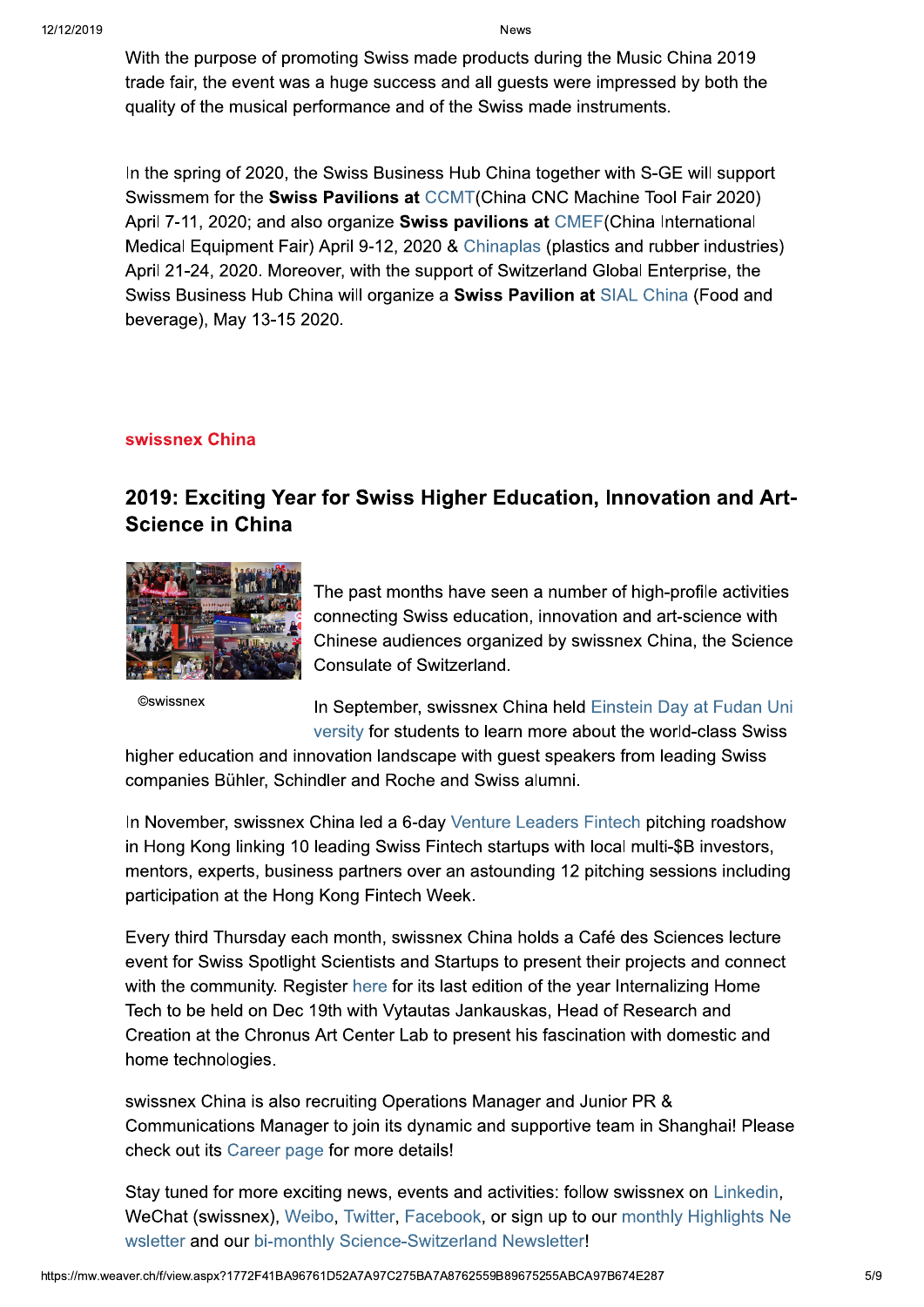With the purpose of promoting Swiss made products during the Music China 2019 trade fair, the event was a huge success and all guests were impressed by both the quality of the musical performance and of the Swiss made instruments.

In the spring of 2020, the Swiss Business Hub China together with S-GE will support Swissmem for the **Swiss Pavilions at** CCMT(China CNC Machine Tool Fair 2020) April 7-11, 2020; and also organize **Swiss pavilions at** CMEF(China International Medical Equipment Fair) April 9-12, 2020 & Chinaplas (plastics and rubber industries) April 21-24, 2020. Moreover, with the support of Switzerland Global Enterprise, the Swiss Business Hub China will organize a **Swiss Pavilion at** SIAL China (Food and beverage), May 13-15 2020.

**swissnex China**

## 2019: Exciting Year for Swiss Higher Education, Innovation and Art-Science in China

©swissnex

The past months have seen a number of high-profile activities connecting Swiss education, innovation and art-science with Chinese audiences organized by swissnex China, the Science Consulate of Switzerland.

In September, swissnex China held Einstein Day at Fudan University for students to learn more about the world-class Swiss higher education and innovation landscape with guest speakers from leading Swiss companies Bühler, Schindler and Roche and Swiss alumni.

In November, swissnex China led a 6-day Venture Leaders Fintech pitching roadshow in Hong Kong linking 10 leading Swiss Fintech startups with local multi-$B investors, mentors, experts, business partners over an astounding 12 pitching sessions including participation at the Hong Kong Fintech Week.

Every third Thursday each month, swissnex China holds a Café des Sciences lecture event for Swiss Spotlight Scientists and Startups to present their projects and connect with the community. Register here for its last edition of the year Internalizing Home Tech to be held on Dec 19th with Vytautas Jankauskas, Head of Research and Creation at the Chronus Art Center Lab to present his fascination with domestic and home technologies.

swissnex China is also recruiting Operations Manager and Junior PR & Communications Manager to join its dynamic and supportive team in Shanghai! Please check out its Career page for more details!

Stay tuned for more exciting news, events and activities: follow swissnex on Linkedin, WeChat (swissnex), Weibo, Twitter, Facebook, or sign up to our monthly Highlights Newsletter and our bi-monthly Science-Switzerland Newsletter!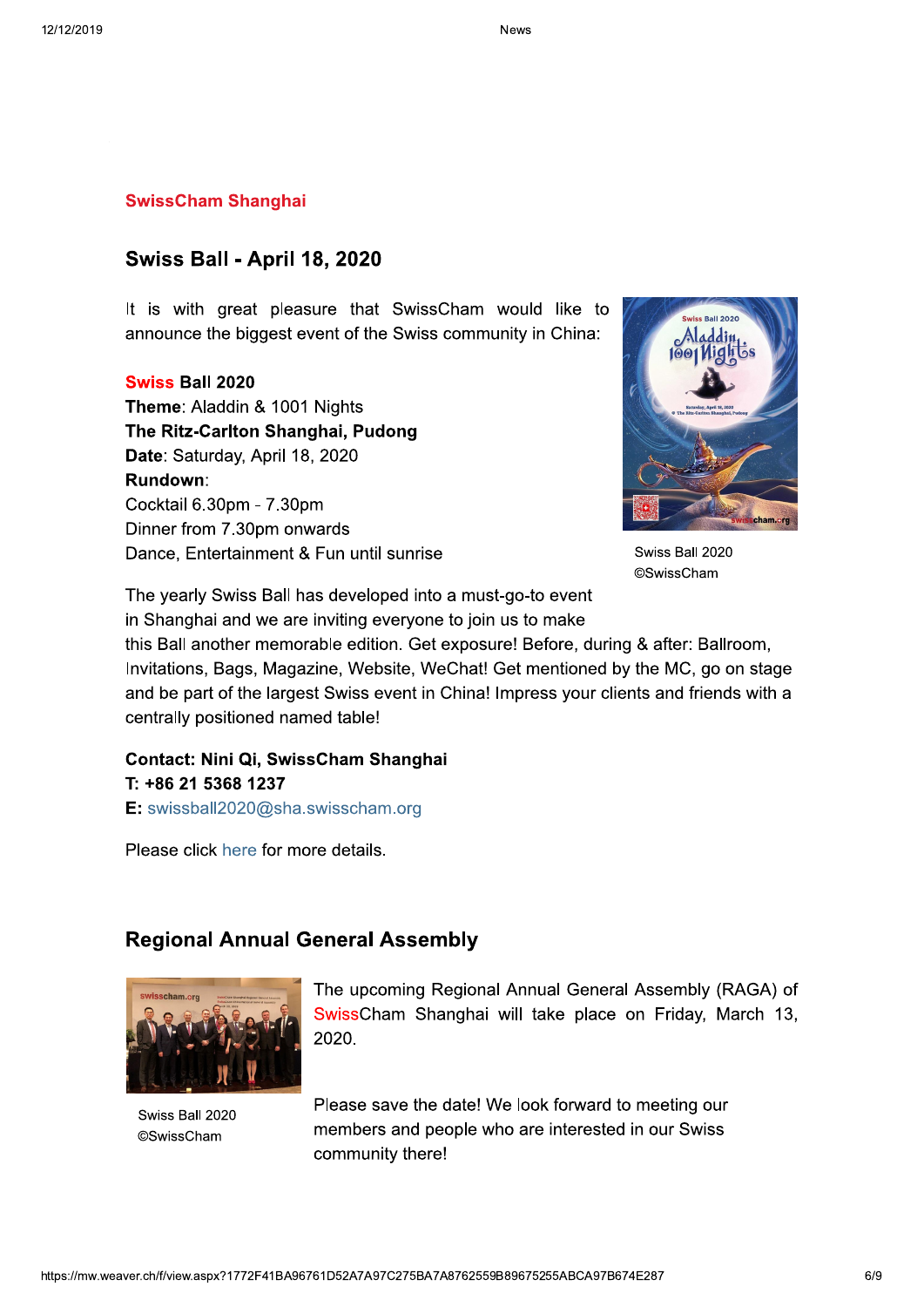**SwissCham Shanghai**

## Swiss Ball - April 18, 2020

It is with great pleasure that SwissCham would like to announce the biggest event of the Swiss community in China:

**Swiss Ball 2020**
**Theme**: Aladdin & 1001 Nights
**The Ritz-Carlton Shanghai, Pudong**
**Date**: Saturday, April 18, 2020
**Rundown**:
Cocktail 6.30pm - 7.30pm
Dinner from 7.30pm onwards
Dance, Entertainment & Fun until sunrise

Swiss Ball 2020
©SwissCham

The yearly Swiss Ball has developed into a must-go-to event in Shanghai and we are inviting everyone to join us to make this Ball another memorable edition. Get exposure! Before, during & after: Ballroom, Invitations, Bags, Magazine, Website, WeChat! Get mentioned by the MC, go on stage and be part of the largest Swiss event in China! Impress your clients and friends with a centrally positioned named table!

**Contact: Nini Qi, SwissCham Shanghai**
**T: +86 21 5368 1237**
**E:** swissball2020@sha.swisscham.org

Please click here for more details.

## Regional Annual General Assembly

The upcoming Regional Annual General Assembly (RAGA) of SwissCham Shanghai will take place on Friday, March 13, 2020.

Swiss Ball 2020
©SwissCham

Please save the date! We look forward to meeting our members and people who are interested in our Swiss community there!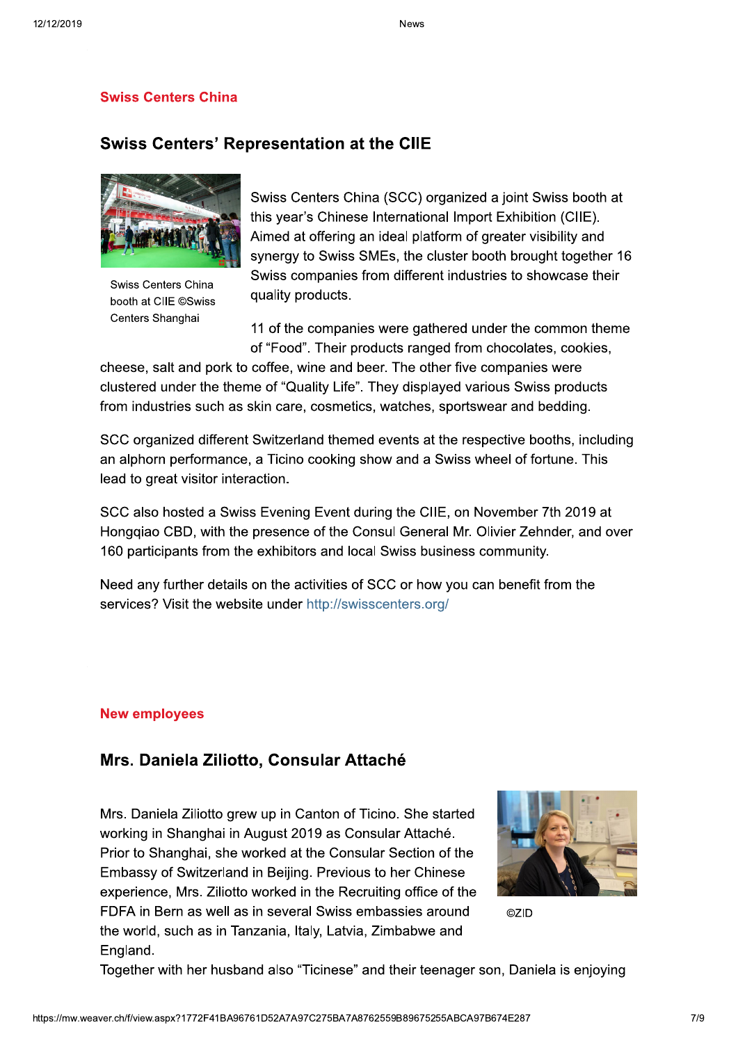**Swiss Centers China**

## Swiss Centers' Representation at the CIIE

Swiss Centers China booth at CIIE ©Swiss Centers Shanghai

Swiss Centers China (SCC) organized a joint Swiss booth at this year's Chinese International Import Exhibition (CIIE). Aimed at offering an ideal platform of greater visibility and synergy to Swiss SMEs, the cluster booth brought together 16 Swiss companies from different industries to showcase their quality products.

11 of the companies were gathered under the common theme of "Food". Their products ranged from chocolates, cookies, cheese, salt and pork to coffee, wine and beer. The other five companies were clustered under the theme of "Quality Life". They displayed various Swiss products from industries such as skin care, cosmetics, watches, sportswear and bedding.

SCC organized different Switzerland themed events at the respective booths, including an alphorn performance, a Ticino cooking show and a Swiss wheel of fortune. This lead to great visitor interaction.

SCC also hosted a Swiss Evening Event during the CIIE, on November 7th 2019 at Hongqiao CBD, with the presence of the Consul General Mr. Olivier Zehnder, and over 160 participants from the exhibitors and local Swiss business community.

Need any further details on the activities of SCC or how you can benefit from the services? Visit the website under http://swisscenters.org/

**New employees**

## Mrs. Daniela Ziliotto, Consular Attaché

Mrs. Daniela Ziliotto grew up in Canton of Ticino. She started working in Shanghai in August 2019 as Consular Attaché. Prior to Shanghai, she worked at the Consular Section of the Embassy of Switzerland in Beijing. Previous to her Chinese experience, Mrs. Ziliotto worked in the Recruiting office of the FDFA in Bern as well as in several Swiss embassies around the world, such as in Tanzania, Italy, Latvia, Zimbabwe and England.

©ZID

Together with her husband also "Ticinese" and their teenager son, Daniela is enjoying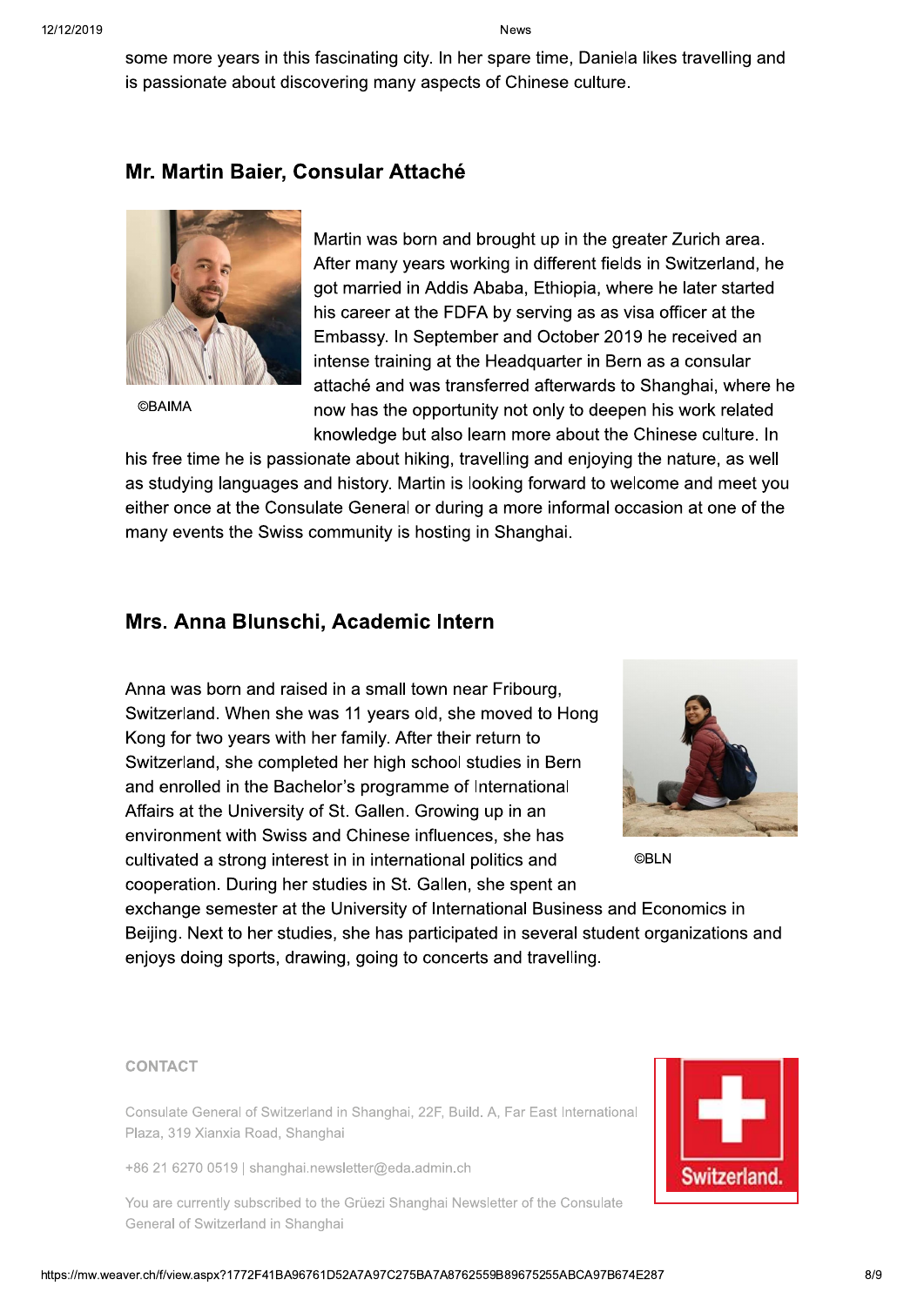some more years in this fascinating city. In her spare time, Daniela likes travelling and is passionate about discovering many aspects of Chinese culture.

## Mr. Martin Baier, Consular Attaché

©BAIMA

Martin was born and brought up in the greater Zurich area. After many years working in different fields in Switzerland, he got married in Addis Ababa, Ethiopia, where he later started his career at the FDFA by serving as as visa officer at the Embassy. In September and October 2019 he received an intense training at the Headquarter in Bern as a consular attaché and was transferred afterwards to Shanghai, where he now has the opportunity not only to deepen his work related knowledge but also learn more about the Chinese culture. In his free time he is passionate about hiking, travelling and enjoying the nature, as well as studying languages and history. Martin is looking forward to welcome and meet you either once at the Consulate General or during a more informal occasion at one of the many events the Swiss community is hosting in Shanghai.

## Mrs. Anna Blunschi, Academic Intern

Anna was born and raised in a small town near Fribourg, Switzerland. When she was 11 years old, she moved to Hong Kong for two years with her family. After their return to Switzerland, she completed her high school studies in Bern and enrolled in the Bachelor's programme of International Affairs at the University of St. Gallen. Growing up in an environment with Swiss and Chinese influences, she has cultivated a strong interest in in international politics and cooperation. During her studies in St. Gallen, she spent an exchange semester at the University of International Business and Economics in Beijing. Next to her studies, she has participated in several student organizations and enjoys doing sports, drawing, going to concerts and travelling.

©BLN

**CONTACT**

Consulate General of Switzerland in Shanghai, 22F, Build. A, Far East International Plaza, 319 Xianxia Road, Shanghai

+86 21 6270 0519 | shanghai.newsletter@eda.admin.ch

You are currently subscribed to the Grüezi Shanghai Newsletter of the Consulate General of Switzerland in Shanghai

Switzerland.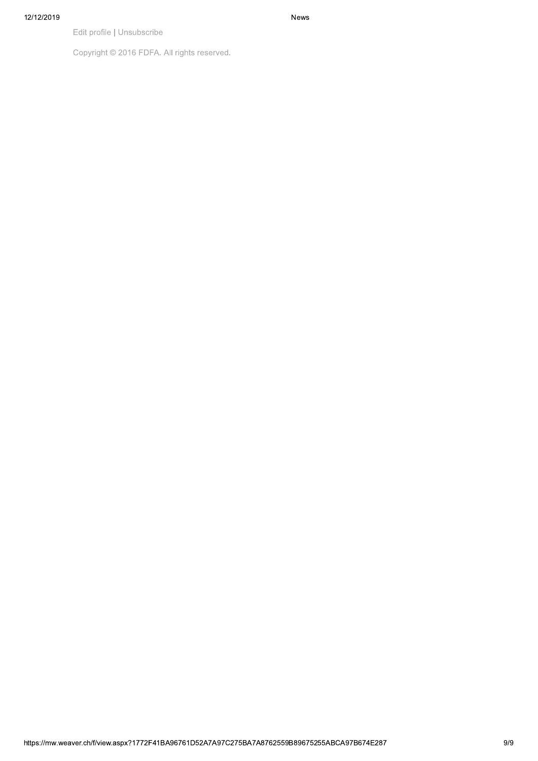Edit profile | Unsubscribe

Copyright © 2016 FDFA. All rights reserved.